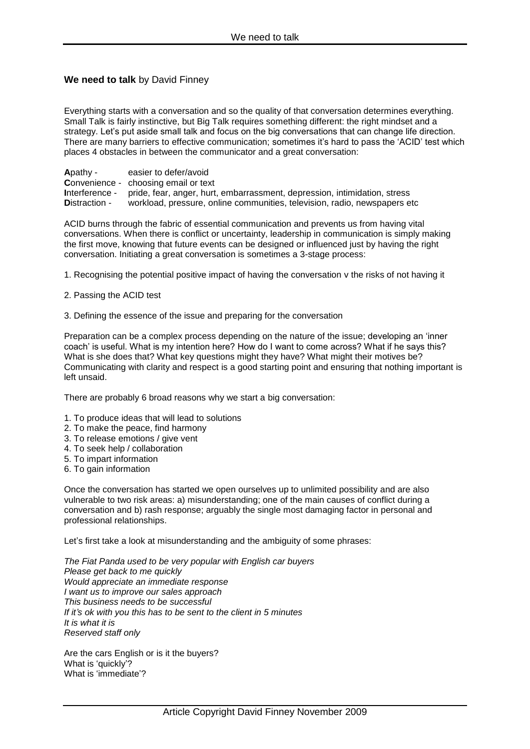**We need to talk** by David Finney

Everything starts with a conversation and so the quality of that conversation determines everything. Small Talk is fairly instinctive, but Big Talk requires something different: the right mindset and a strategy. Let's put aside small talk and focus on the big conversations that can change life direction. There are many barriers to effective communication; sometimes it's hard to pass the 'ACID' test which places 4 obstacles in between the communicator and a great conversation:

**A**pathy - easier to defer/avoid
**C**onvenience - choosing email or text
**I**nterference - pride, fear, anger, hurt, embarrassment, depression, intimidation, stress
**D**istraction - workload, pressure, online communities, television, radio, newspapers etc

ACID burns through the fabric of essential communication and prevents us from having vital conversations. When there is conflict or uncertainty, leadership in communication is simply making the first move, knowing that future events can be designed or influenced just by having the right conversation. Initiating a great conversation is sometimes a 3-stage process:

1. Recognising the potential positive impact of having the conversation v the risks of not having it

2. Passing the ACID test

3. Defining the essence of the issue and preparing for the conversation

Preparation can be a complex process depending on the nature of the issue; developing an 'inner coach' is useful. What is my intention here? How do I want to come across? What if he says this? What is she does that? What key questions might they have? What might their motives be? Communicating with clarity and respect is a good starting point and ensuring that nothing important is left unsaid.

There are probably 6 broad reasons why we start a big conversation:

1. To produce ideas that will lead to solutions
2. To make the peace, find harmony
3. To release emotions / give vent
4. To seek help / collaboration
5. To impart information
6. To gain information

Once the conversation has started we open ourselves up to unlimited possibility and are also vulnerable to two risk areas: a) misunderstanding; one of the main causes of conflict during a conversation and b) rash response; arguably the single most damaging factor in personal and professional relationships.

Let's first take a look at misunderstanding and the ambiguity of some phrases:

*The Fiat Panda used to be very popular with English car buyers*
*Please get back to me quickly*
*Would appreciate an immediate response*
*I want us to improve our sales approach*
*This business needs to be successful*
*If it's ok with you this has to be sent to the client in 5 minutes*
*It is what it is*
*Reserved staff only*

Are the cars English or is it the buyers?
What is 'quickly'?
What is 'immediate'?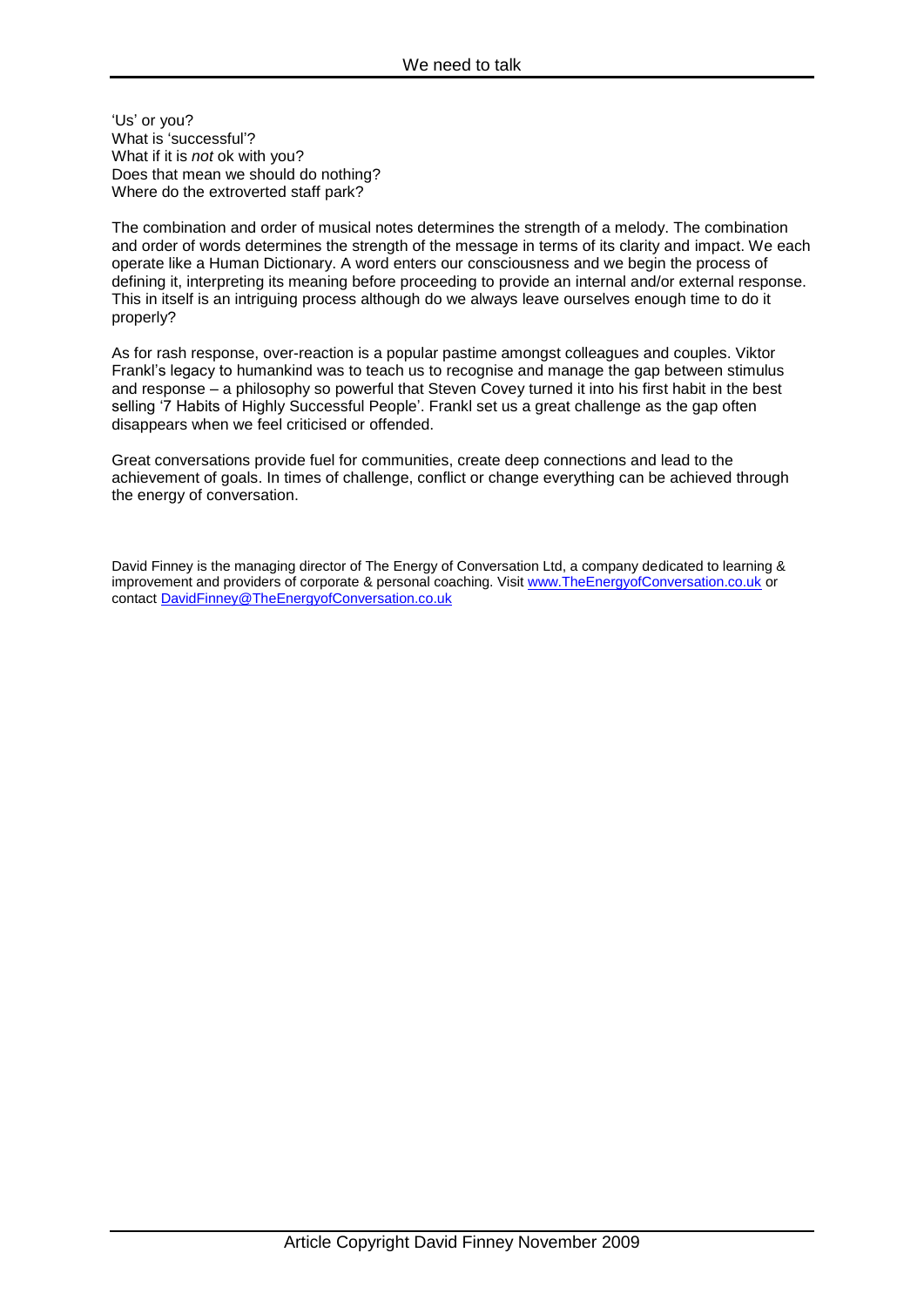'Us' or you?
What is 'successful'?
What if it is *not* ok with you?
Does that mean we should do nothing?
Where do the extroverted staff park?

The combination and order of musical notes determines the strength of a melody. The combination and order of words determines the strength of the message in terms of its clarity and impact. We each operate like a Human Dictionary. A word enters our consciousness and we begin the process of defining it, interpreting its meaning before proceeding to provide an internal and/or external response. This in itself is an intriguing process although do we always leave ourselves enough time to do it properly?

As for rash response, over-reaction is a popular pastime amongst colleagues and couples. Viktor Frankl's legacy to humankind was to teach us to recognise and manage the gap between stimulus and response – a philosophy so powerful that Steven Covey turned it into his first habit in the best selling '7 Habits of Highly Successful People'. Frankl set us a great challenge as the gap often disappears when we feel criticised or offended.

Great conversations provide fuel for communities, create deep connections and lead to the achievement of goals. In times of challenge, conflict or change everything can be achieved through the energy of conversation.

David Finney is the managing director of The Energy of Conversation Ltd, a company dedicated to learning & improvement and providers of corporate & personal coaching. Visit [www.TheEnergyofConversation.co.uk](http://www.TheEnergyofConversation.co.uk) or contact [DavidFinney@TheEnergyofConversation.co.uk](mailto:DavidFinney@TheEnergyofConversation.co.uk)

Article Copyright David Finney November 2009